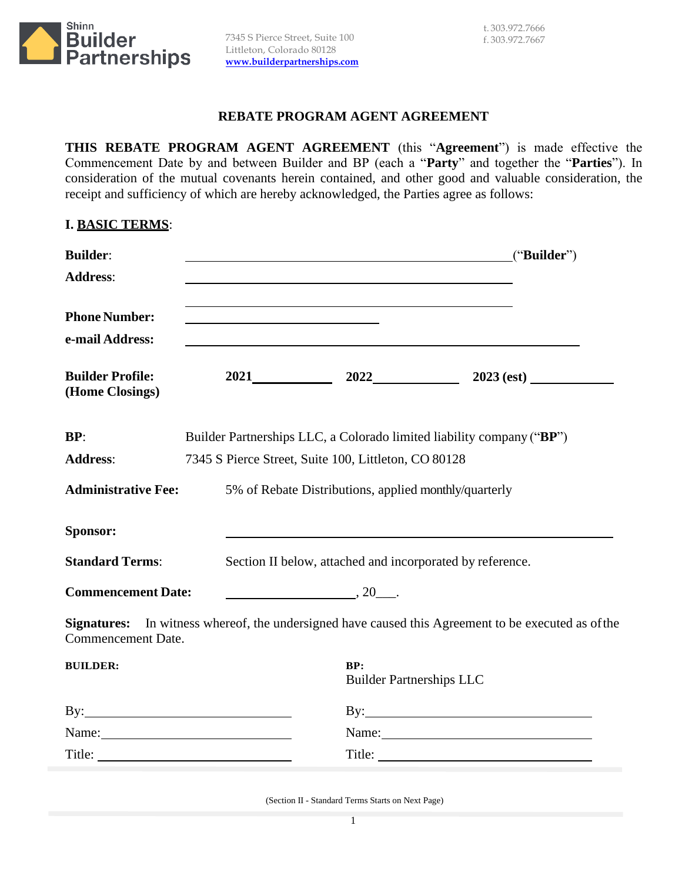Shinn Builder Partnerships

7345 S Pierce Street, Suite 100
Littleton, Colorado 80128
www.builderpartnerships.com

t. 303.972.7666
f. 303.972.7667

# REBATE PROGRAM AGENT AGREEMENT

**THIS REBATE PROGRAM AGENT AGREEMENT** (this "**Agreement**") is made effective the Commencement Date by and between Builder and BP (each a "**Party**" and together the "**Parties**"). In consideration of the mutual covenants herein contained, and other good and valuable consideration, the receipt and sufficiency of which are hereby acknowledged, the Parties agree as follows:

## I. BASIC TERMS:

**Builder**: ______________________________________________("**Builder**")

**Address**: ______________________________________________

______________________________________________

**Phone Number:** ____________________________

**e-mail Address:** ______________________________________________

**Builder Profile: (Home Closings)** **2021**____________ **2022**____________ **2023 (est)** ____________

**BP**: Builder Partnerships LLC, a Colorado limited liability company ("**BP**")

**Address**: 7345 S Pierce Street, Suite 100, Littleton, CO 80128

**Administrative Fee:** 5% of Rebate Distributions, applied monthly/quarterly

**Sponsor:** ______________________________________________

**Standard Terms**: Section II below, attached and incorporated by reference.

**Commencement Date:** ____________________, 20___.

**Signatures:** In witness whereof, the undersigned have caused this Agreement to be executed as of the Commencement Date.

| **BUILDER:** | **BP:** Builder Partnerships LLC |
|---|---|
| By:____________________________ | By:____________________________ |
| Name:__________________________ | Name:__________________________ |
| Title: __________________________ | Title: __________________________ |

(Section II - Standard Terms Starts on Next Page)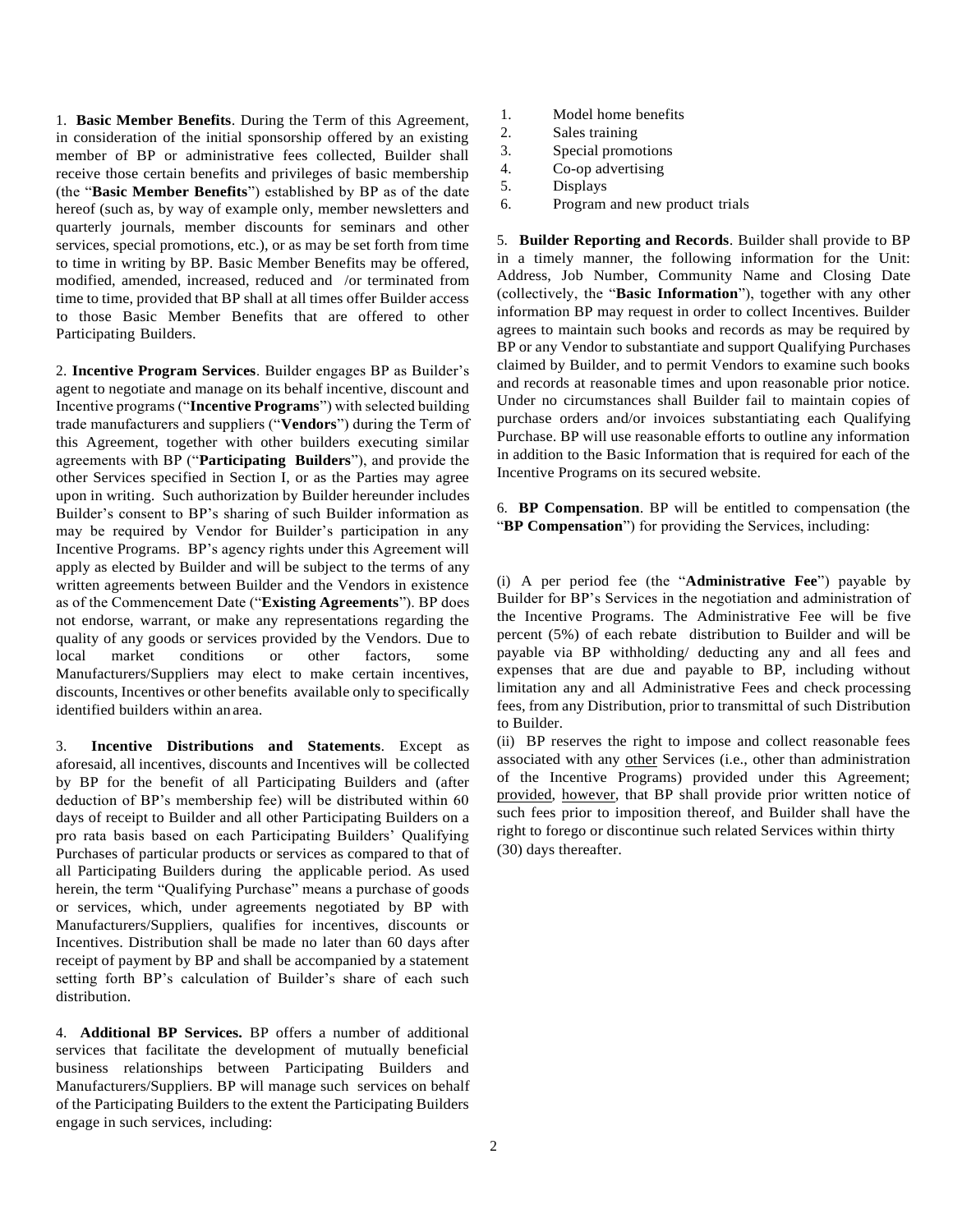1. **Basic Member Benefits**. During the Term of this Agreement, in consideration of the initial sponsorship offered by an existing member of BP or administrative fees collected, Builder shall receive those certain benefits and privileges of basic membership (the "**Basic Member Benefits**") established by BP as of the date hereof (such as, by way of example only, member newsletters and quarterly journals, member discounts for seminars and other services, special promotions, etc.), or as may be set forth from time to time in writing by BP. Basic Member Benefits may be offered, modified, amended, increased, reduced and /or terminated from time to time, provided that BP shall at all times offer Builder access to those Basic Member Benefits that are offered to other Participating Builders.

2. **Incentive Program Services**. Builder engages BP as Builder's agent to negotiate and manage on its behalf incentive, discount and Incentive programs ("**Incentive Programs**") with selected building trade manufacturers and suppliers ("**Vendors**") during the Term of this Agreement, together with other builders executing similar agreements with BP ("**Participating Builders**"), and provide the other Services specified in Section I, or as the Parties may agree upon in writing. Such authorization by Builder hereunder includes Builder's consent to BP's sharing of such Builder information as may be required by Vendor for Builder's participation in any Incentive Programs. BP's agency rights under this Agreement will apply as elected by Builder and will be subject to the terms of any written agreements between Builder and the Vendors in existence as of the Commencement Date ("**Existing Agreements**"). BP does not endorse, warrant, or make any representations regarding the quality of any goods or services provided by the Vendors. Due to local market conditions or other factors, some Manufacturers/Suppliers may elect to make certain incentives, discounts, Incentives or other benefits available only to specifically identified builders within an area.

3. **Incentive Distributions and Statements**. Except as aforesaid, all incentives, discounts and Incentives will be collected by BP for the benefit of all Participating Builders and (after deduction of BP's membership fee) will be distributed within 60 days of receipt to Builder and all other Participating Builders on a pro rata basis based on each Participating Builders' Qualifying Purchases of particular products or services as compared to that of all Participating Builders during the applicable period. As used herein, the term "Qualifying Purchase" means a purchase of goods or services, which, under agreements negotiated by BP with Manufacturers/Suppliers, qualifies for incentives, discounts or Incentives. Distribution shall be made no later than 60 days after receipt of payment by BP and shall be accompanied by a statement setting forth BP's calculation of Builder's share of each such distribution.

4. **Additional BP Services.** BP offers a number of additional services that facilitate the development of mutually beneficial business relationships between Participating Builders and Manufacturers/Suppliers. BP will manage such services on behalf of the Participating Builders to the extent the Participating Builders engage in such services, including:

1. Model home benefits
2. Sales training
3. Special promotions
4. Co-op advertising
5. Displays
6. Program and new product trials

5. **Builder Reporting and Records**. Builder shall provide to BP in a timely manner, the following information for the Unit: Address, Job Number, Community Name and Closing Date (collectively, the "**Basic Information**"), together with any other information BP may request in order to collect Incentives. Builder agrees to maintain such books and records as may be required by BP or any Vendor to substantiate and support Qualifying Purchases claimed by Builder, and to permit Vendors to examine such books and records at reasonable times and upon reasonable prior notice. Under no circumstances shall Builder fail to maintain copies of purchase orders and/or invoices substantiating each Qualifying Purchase. BP will use reasonable efforts to outline any information in addition to the Basic Information that is required for each of the Incentive Programs on its secured website.

6. **BP Compensation**. BP will be entitled to compensation (the "**BP Compensation**") for providing the Services, including:

(i) A per period fee (the "**Administrative Fee**") payable by Builder for BP's Services in the negotiation and administration of the Incentive Programs. The Administrative Fee will be five percent (5%) of each rebate distribution to Builder and will be payable via BP withholding/ deducting any and all fees and expenses that are due and payable to BP, including without limitation any and all Administrative Fees and check processing fees, from any Distribution, prior to transmittal of such Distribution to Builder.

(ii) BP reserves the right to impose and collect reasonable fees associated with any other Services (i.e., other than administration of the Incentive Programs) provided under this Agreement; provided, however, that BP shall provide prior written notice of such fees prior to imposition thereof, and Builder shall have the right to forego or discontinue such related Services within thirty (30) days thereafter.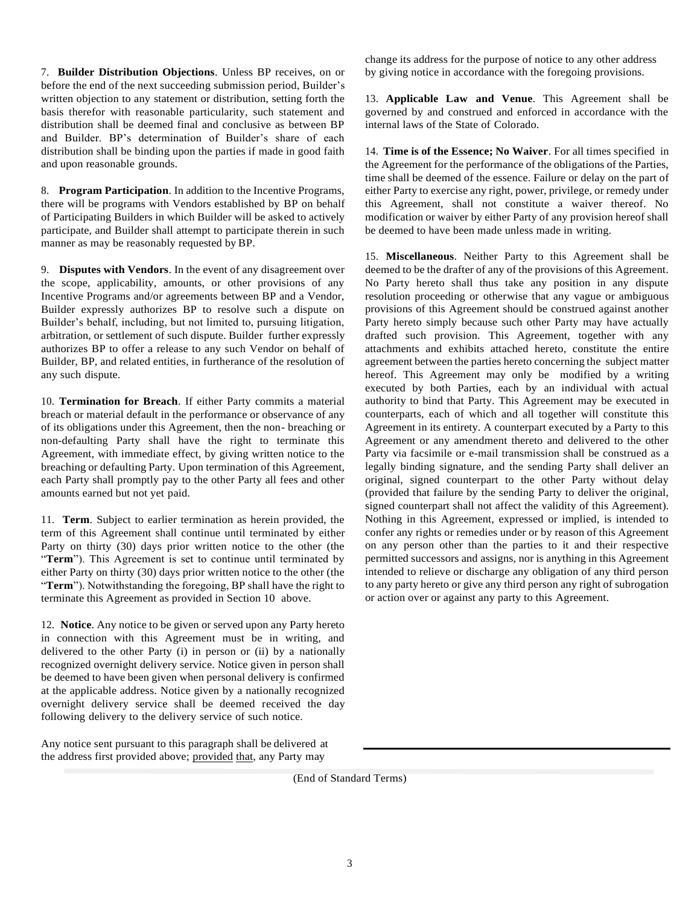7. **Builder Distribution Objections**. Unless BP receives, on or before the end of the next succeeding submission period, Builder's written objection to any statement or distribution, setting forth the basis therefor with reasonable particularity, such statement and distribution shall be deemed final and conclusive as between BP and Builder. BP's determination of Builder's share of each distribution shall be binding upon the parties if made in good faith and upon reasonable grounds.

8. **Program Participation**. In addition to the Incentive Programs, there will be programs with Vendors established by BP on behalf of Participating Builders in which Builder will be asked to actively participate, and Builder shall attempt to participate therein in such manner as may be reasonably requested by BP.

9. **Disputes with Vendors**. In the event of any disagreement over the scope, applicability, amounts, or other provisions of any Incentive Programs and/or agreements between BP and a Vendor, Builder expressly authorizes BP to resolve such a dispute on Builder's behalf, including, but not limited to, pursuing litigation, arbitration, or settlement of such dispute. Builder further expressly authorizes BP to offer a release to any such Vendor on behalf of Builder, BP, and related entities, in furtherance of the resolution of any such dispute.

10. **Termination for Breach**. If either Party commits a material breach or material default in the performance or observance of any of its obligations under this Agreement, then the non- breaching or non-defaulting Party shall have the right to terminate this Agreement, with immediate effect, by giving written notice to the breaching or defaulting Party. Upon termination of this Agreement, each Party shall promptly pay to the other Party all fees and other amounts earned but not yet paid.

11. **Term**. Subject to earlier termination as herein provided, the term of this Agreement shall continue until terminated by either Party on thirty (30) days prior written notice to the other (the "**Term**"). This Agreement is set to continue until terminated by either Party on thirty (30) days prior written notice to the other (the "**Term**"). Notwithstanding the foregoing, BP shall have the right to terminate this Agreement as provided in Section 10 above.

12. **Notice**. Any notice to be given or served upon any Party hereto in connection with this Agreement must be in writing, and delivered to the other Party (i) in person or (ii) by a nationally recognized overnight delivery service. Notice given in person shall be deemed to have been given when personal delivery is confirmed at the applicable address. Notice given by a nationally recognized overnight delivery service shall be deemed received the day following delivery to the delivery service of such notice.

Any notice sent pursuant to this paragraph shall be delivered at the address first provided above; provided that, any Party may change its address for the purpose of notice to any other address by giving notice in accordance with the foregoing provisions.

13. **Applicable Law and Venue**. This Agreement shall be governed by and construed and enforced in accordance with the internal laws of the State of Colorado.

14. **Time is of the Essence; No Waiver**. For all times specified in the Agreement for the performance of the obligations of the Parties, time shall be deemed of the essence. Failure or delay on the part of either Party to exercise any right, power, privilege, or remedy under this Agreement, shall not constitute a waiver thereof. No modification or waiver by either Party of any provision hereof shall be deemed to have been made unless made in writing.

15. **Miscellaneous**. Neither Party to this Agreement shall be deemed to be the drafter of any of the provisions of this Agreement. No Party hereto shall thus take any position in any dispute resolution proceeding or otherwise that any vague or ambiguous provisions of this Agreement should be construed against another Party hereto simply because such other Party may have actually drafted such provision. This Agreement, together with any attachments and exhibits attached hereto, constitute the entire agreement between the parties hereto concerning the subject matter hereof. This Agreement may only be modified by a writing executed by both Parties, each by an individual with actual authority to bind that Party. This Agreement may be executed in counterparts, each of which and all together will constitute this Agreement in its entirety. A counterpart executed by a Party to this Agreement or any amendment thereto and delivered to the other Party via facsimile or e-mail transmission shall be construed as a legally binding signature, and the sending Party shall deliver an original, signed counterpart to the other Party without delay (provided that failure by the sending Party to deliver the original, signed counterpart shall not affect the validity of this Agreement). Nothing in this Agreement, expressed or implied, is intended to confer any rights or remedies under or by reason of this Agreement on any person other than the parties to it and their respective permitted successors and assigns, nor is anything in this Agreement intended to relieve or discharge any obligation of any third person to any party hereto or give any third person any right of subrogation or action over or against any party to this Agreement.

(End of Standard Terms)